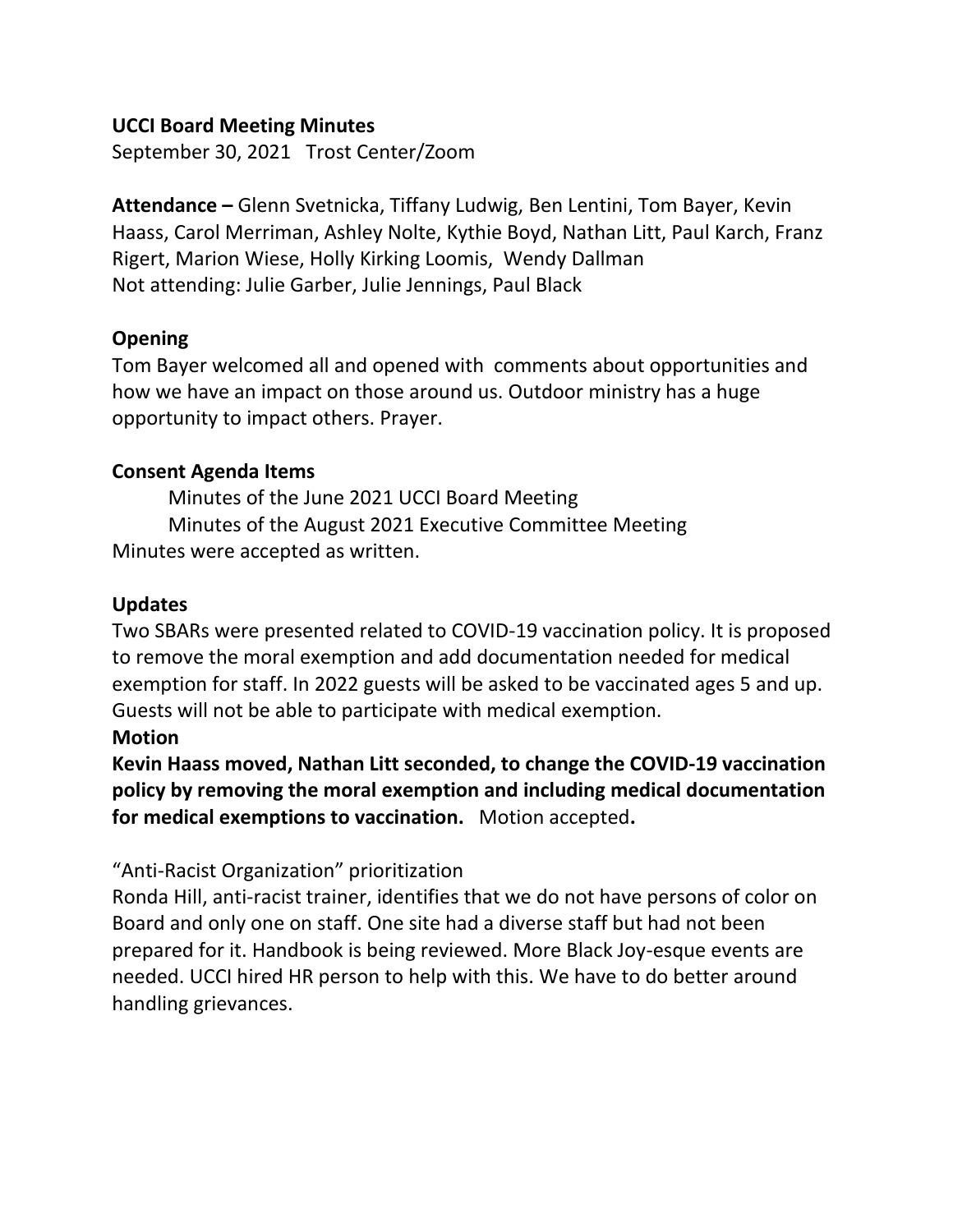**UCCI Board Meeting Minutes**

September 30, 2021 Trost Center/Zoom

**Attendance –** Glenn Svetnicka, Tiffany Ludwig, Ben Lentini, Tom Bayer, Kevin Haass, Carol Merriman, Ashley Nolte, Kythie Boyd, Nathan Litt, Paul Karch, Franz Rigert, Marion Wiese, Holly Kirking Loomis, Wendy Dallman

Not attending: Julie Garber, Julie Jennings, Paul Black

**Opening**

Tom Bayer welcomed all and opened with comments about opportunities and how we have an impact on those around us. Outdoor ministry has a huge opportunity to impact others. Prayer.

**Consent Agenda Items**

Minutes of the June 2021 UCCI Board Meeting

Minutes of the August 2021 Executive Committee Meeting

Minutes were accepted as written.

**Updates**

Two SBARs were presented related to COVID-19 vaccination policy. It is proposed to remove the moral exemption and add documentation needed for medical exemption for staff. In 2022 guests will be asked to be vaccinated ages 5 and up. Guests will not be able to participate with medical exemption.

**Motion**

**Kevin Haass moved, Nathan Litt seconded, to change the COVID-19 vaccination policy by removing the moral exemption and including medical documentation for medical exemptions to vaccination.** Motion accepted**.**

"Anti-Racist Organization" prioritization

Ronda Hill, anti-racist trainer, identifies that we do not have persons of color on Board and only one on staff. One site had a diverse staff but had not been prepared for it. Handbook is being reviewed. More Black Joy-esque events are needed. UCCI hired HR person to help with this. We have to do better around handling grievances.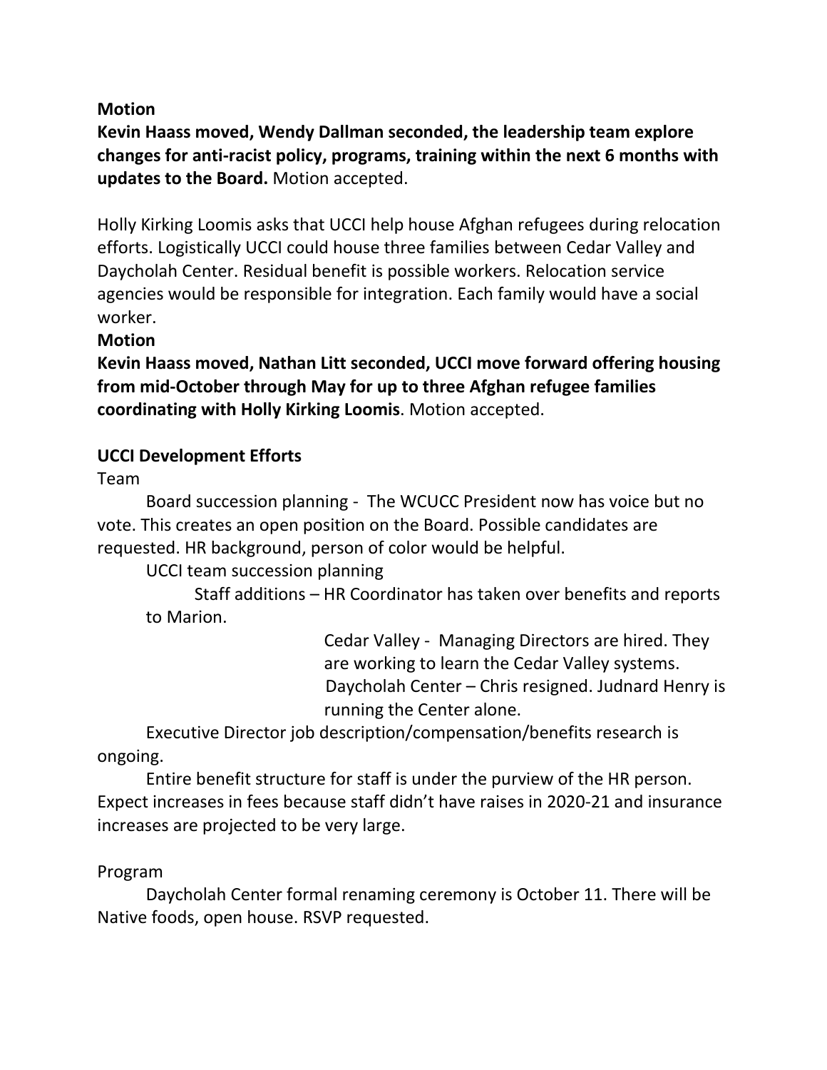**Motion**

**Kevin Haass moved, Wendy Dallman seconded, the leadership team explore changes for anti-racist policy, programs, training within the next 6 months with updates to the Board.** Motion accepted.

Holly Kirking Loomis asks that UCCI help house Afghan refugees during relocation efforts. Logistically UCCI could house three families between Cedar Valley and Daycholah Center. Residual benefit is possible workers. Relocation service agencies would be responsible for integration. Each family would have a social worker.

**Motion**

**Kevin Haass moved, Nathan Litt seconded, UCCI move forward offering housing from mid-October through May for up to three Afghan refugee families coordinating with Holly Kirking Loomis**. Motion accepted.

**UCCI Development Efforts**

Team

Board succession planning - The WCUCC President now has voice but no vote. This creates an open position on the Board. Possible candidates are requested. HR background, person of color would be helpful.

UCCI team succession planning

Staff additions – HR Coordinator has taken over benefits and reports to Marion.

Cedar Valley - Managing Directors are hired. They are working to learn the Cedar Valley systems.

Daycholah Center – Chris resigned. Judnard Henry is running the Center alone.

Executive Director job description/compensation/benefits research is ongoing.

Entire benefit structure for staff is under the purview of the HR person. Expect increases in fees because staff didn't have raises in 2020-21 and insurance increases are projected to be very large.

Program

Daycholah Center formal renaming ceremony is October 11. There will be Native foods, open house. RSVP requested.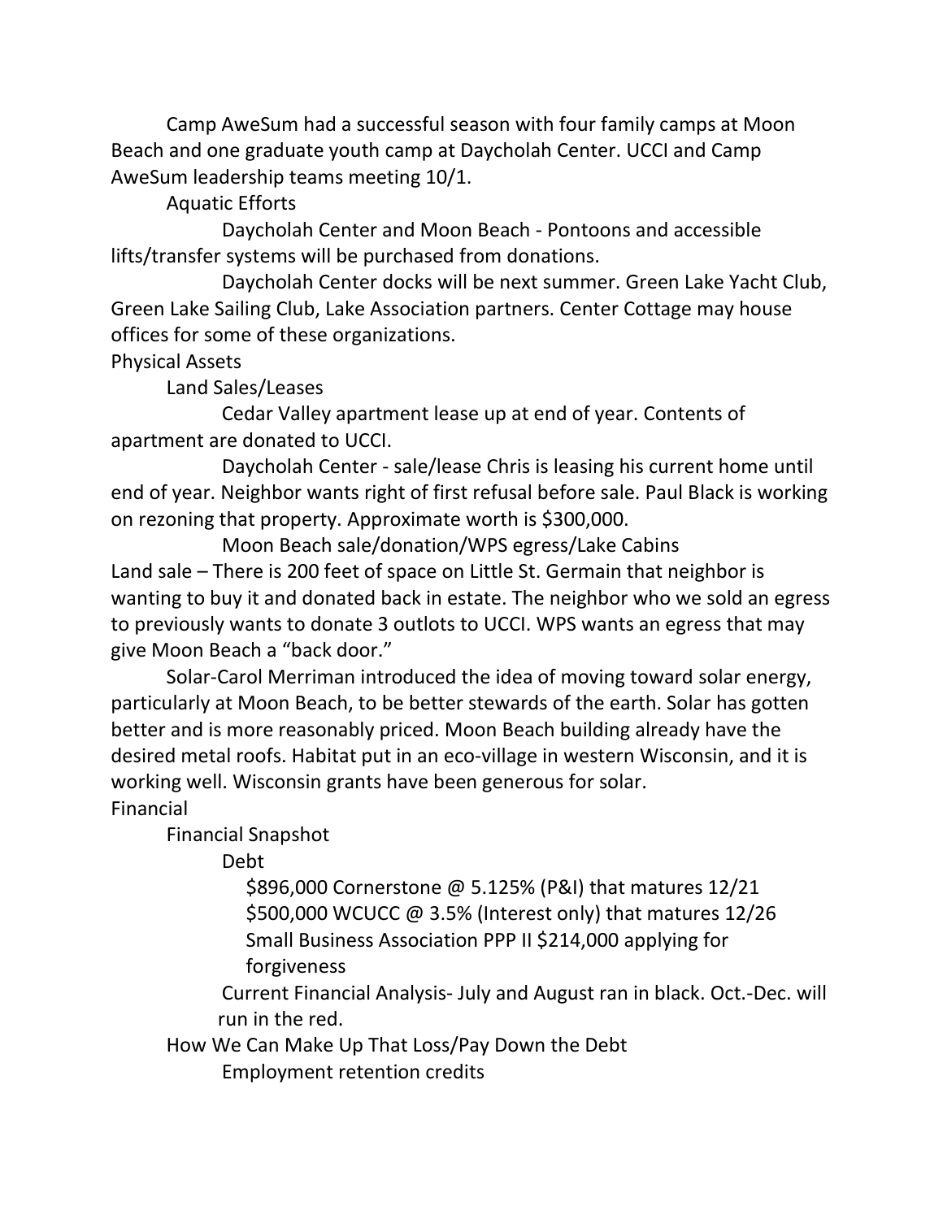Camp AweSum had a successful season with four family camps at Moon Beach and one graduate youth camp at Daycholah Center. UCCI and Camp AweSum leadership teams meeting 10/1.

- Aquatic Efforts
  - Daycholah Center and Moon Beach - Pontoons and accessible lifts/transfer systems will be purchased from donations.
  - Daycholah Center docks will be next summer. Green Lake Yacht Club, Green Lake Sailing Club, Lake Association partners. Center Cottage may house offices for some of these organizations.

Physical Assets

- Land Sales/Leases
  - Cedar Valley apartment lease up at end of year. Contents of apartment are donated to UCCI.
  - Daycholah Center - sale/lease Chris is leasing his current home until end of year. Neighbor wants right of first refusal before sale. Paul Black is working on rezoning that property. Approximate worth is $300,000.
  - Moon Beach sale/donation/WPS egress/Lake Cabins

Land sale – There is 200 feet of space on Little St. Germain that neighbor is wanting to buy it and donated back in estate. The neighbor who we sold an egress to previously wants to donate 3 outlots to UCCI. WPS wants an egress that may give Moon Beach a "back door."

- Solar-Carol Merriman introduced the idea of moving toward solar energy, particularly at Moon Beach, to be better stewards of the earth. Solar has gotten better and is more reasonably priced. Moon Beach building already have the desired metal roofs. Habitat put in an eco-village in western Wisconsin, and it is working well. Wisconsin grants have been generous for solar.

Financial

- Financial Snapshot
  - Debt
    - $896,000 Cornerstone @ 5.125% (P&I) that matures 12/21
    - $500,000 WCUCC @ 3.5% (Interest only) that matures 12/26
    - Small Business Association PPP II $214,000 applying for forgiveness
  - Current Financial Analysis- July and August ran in black. Oct.-Dec. will run in the red.
- How We Can Make Up That Loss/Pay Down the Debt
  - Employment retention credits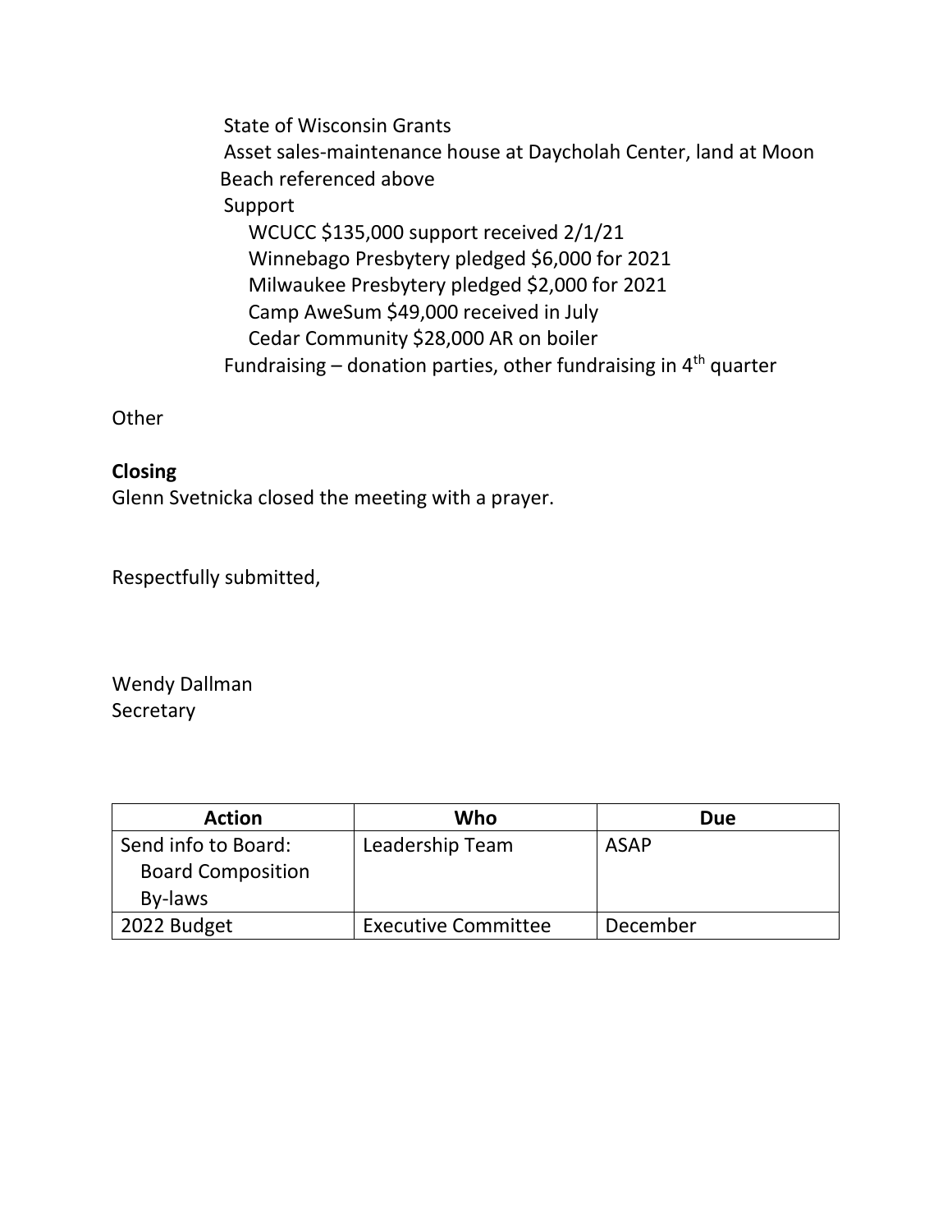State of Wisconsin Grants
Asset sales-maintenance house at Daycholah Center, land at Moon Beach referenced above
Support
- WCUCC $135,000 support received 2/1/21
- Winnebago Presbytery pledged $6,000 for 2021
- Milwaukee Presbytery pledged $2,000 for 2021
- Camp AweSum $49,000 received in July
- Cedar Community $28,000 AR on boiler

Fundraising – donation parties, other fundraising in 4th quarter

Other

**Closing**
Glenn Svetnicka closed the meeting with a prayer.

Respectfully submitted,

Wendy Dallman
Secretary

| Action | Who | Due |
|---|---|---|
| Send info to Board:<br>Board Composition<br>By-laws | Leadership Team | ASAP |
| 2022 Budget | Executive Committee | December |